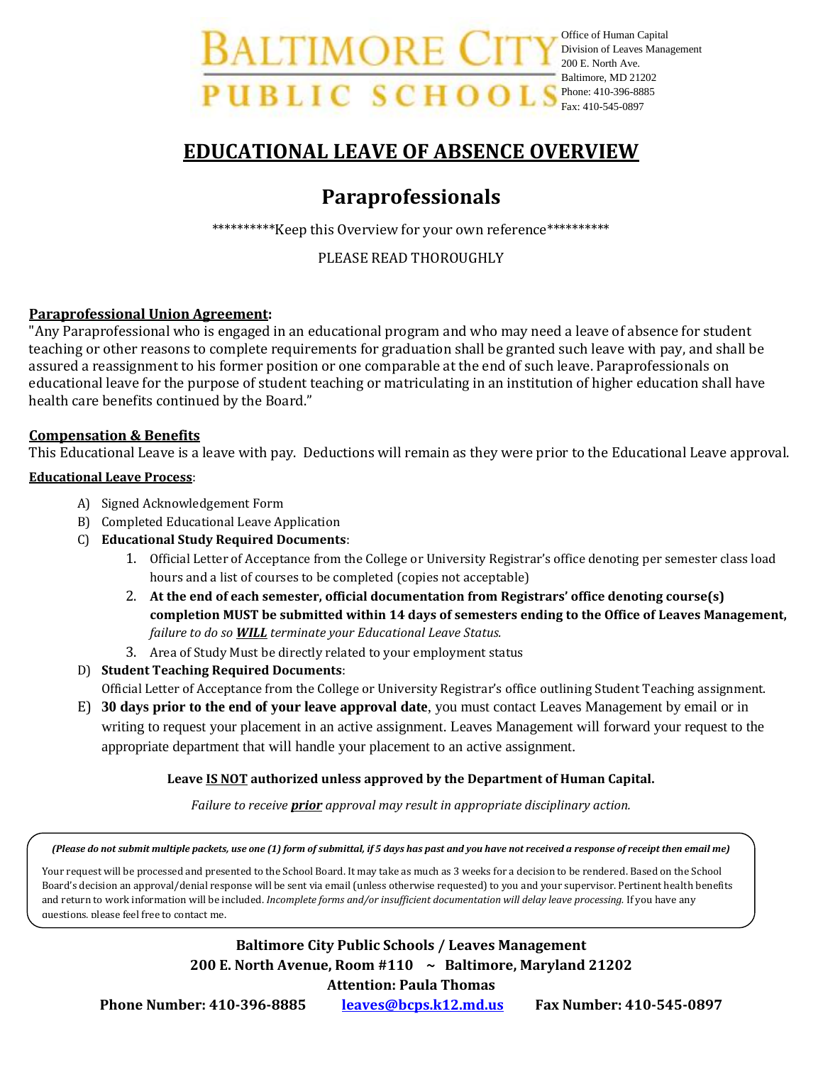BALTIMORE CITY PUBLIC SCHOOLS

Office of Human Capital
Division of Leaves Management
200 E. North Ave.
Baltimore, MD 21202
Phone: 410-396-8885
Fax: 410-545-0897

# EDUCATIONAL LEAVE OF ABSENCE OVERVIEW

## Paraprofessionals

**********Keep this Overview for your own reference**********

PLEASE READ THOROUGHLY

**Paraprofessional Union Agreement:**
"Any Paraprofessional who is engaged in an educational program and who may need a leave of absence for student teaching or other reasons to complete requirements for graduation shall be granted such leave with pay, and shall be assured a reassignment to his former position or one comparable at the end of such leave. Paraprofessionals on educational leave for the purpose of student teaching or matriculating in an institution of higher education shall have health care benefits continued by the Board."

**Compensation & Benefits**
This Educational Leave is a leave with pay. Deductions will remain as they were prior to the Educational Leave approval.

**Educational Leave Process**:

A) Signed Acknowledgement Form
B) Completed Educational Leave Application
C) **Educational Study Required Documents**:
   1. Official Letter of Acceptance from the College or University Registrar's office denoting per semester class load hours and a list of courses to be completed (copies not acceptable)
   2. **At the end of each semester, official documentation from Registrars' office denoting course(s) completion MUST be submitted within 14 days of semesters ending to the Office of Leaves Management,** *failure to do so **WILL** terminate your Educational Leave Status.*
   3. Area of Study Must be directly related to your employment status
D) **Student Teaching Required Documents**:
   Official Letter of Acceptance from the College or University Registrar's office outlining Student Teaching assignment.
E) **30 days prior to the end of your leave approval date**, you must contact Leaves Management by email or in writing to request your placement in an active assignment. Leaves Management will forward your request to the appropriate department that will handle your placement to an active assignment.

**Leave IS NOT authorized unless approved by the Department of Human Capital.**

*Failure to receive **prior** approval may result in appropriate disciplinary action.*

***(Please do not submit multiple packets, use one (1) form of submittal, if 5 days has past and you have not received a response of receipt then email me)***

Your request will be processed and presented to the School Board. It may take as much as 3 weeks for a decision to be rendered. Based on the School Board's decision an approval/denial response will be sent via email (unless otherwise requested) to you and your supervisor. Pertinent health benefits and return to work information will be included. *Incomplete forms and/or insufficient documentation will delay leave processing.* If you have any questions, please feel free to contact me.

**Baltimore City Public Schools / Leaves Management**
**200 E. North Avenue, Room #110 ~ Baltimore, Maryland 21202**
**Attention: Paula Thomas**
**Phone Number: 410-396-8885** **leaves@bcps.k12.md.us** **Fax Number: 410-545-0897**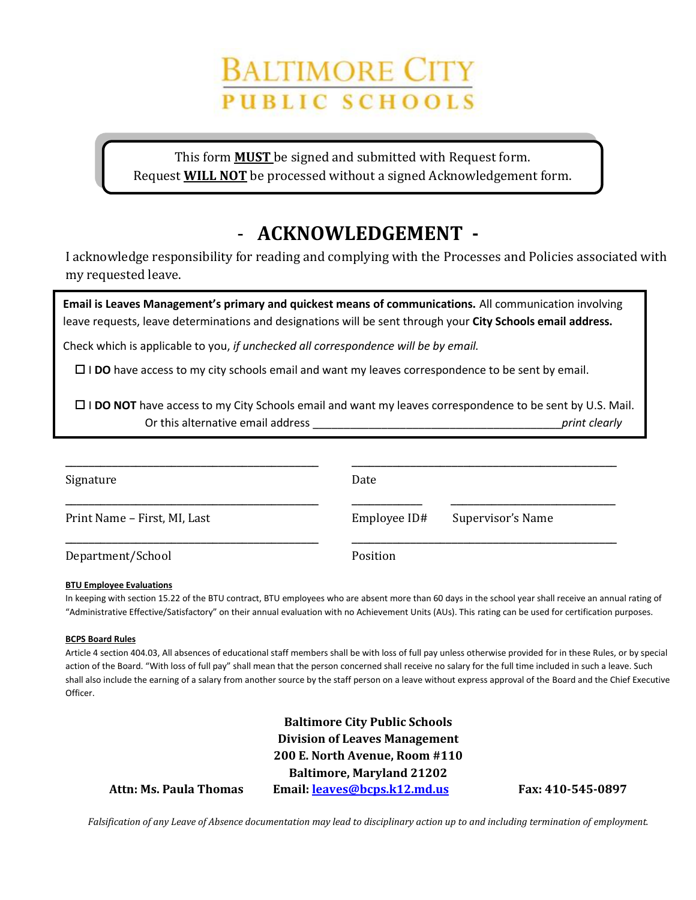# BALTIMORE CITY PUBLIC SCHOOLS

This form **MUST** be signed and submitted with Request form.
Request **WILL NOT** be processed without a signed Acknowledgement form.

## - ACKNOWLEDGEMENT -

I acknowledge responsibility for reading and complying with the Processes and Policies associated with my requested leave.

**Email is Leaves Management's primary and quickest means of communications.** All communication involving leave requests, leave determinations and designations will be sent through your **City Schools email address.**

Check which is applicable to you, *if unchecked all correspondence will be by email.*

☐ I **DO** have access to my city schools email and want my leaves correspondence to be sent by email.

☐ I **DO NOT** have access to my City Schools email and want my leaves correspondence to be sent by U.S. Mail.
Or this alternative email address ________________________________________*print clearly*

| | | |
|---|---|---|
| ______________________________ | ______________________________ | |
| Signature | Date | |
| ______________________________ | ____________ | ______________________ |
| Print Name – First, MI, Last | Employee ID# | Supervisor's Name |
| ______________________________ | ______________________________ | |
| Department/School | Position | |

**BTU Employee Evaluations**

In keeping with section 15.22 of the BTU contract, BTU employees who are absent more than 60 days in the school year shall receive an annual rating of "Administrative Effective/Satisfactory" on their annual evaluation with no Achievement Units (AUs). This rating can be used for certification purposes.

**BCPS Board Rules**

Article 4 section 404.03, All absences of educational staff members shall be with loss of full pay unless otherwise provided for in these Rules, or by special action of the Board. "With loss of full pay" shall mean that the person concerned shall receive no salary for the full time included in such a leave. Such shall also include the earning of a salary from another source by the staff person on a leave without express approval of the Board and the Chief Executive Officer.

**Baltimore City Public Schools**
**Division of Leaves Management**
**200 E. North Avenue, Room #110**
**Baltimore, Maryland 21202**

**Attn: Ms. Paula Thomas** **Email: leaves@bcps.k12.md.us** **Fax: 410-545-0897**

*Falsification of any Leave of Absence documentation may lead to disciplinary action up to and including termination of employment.*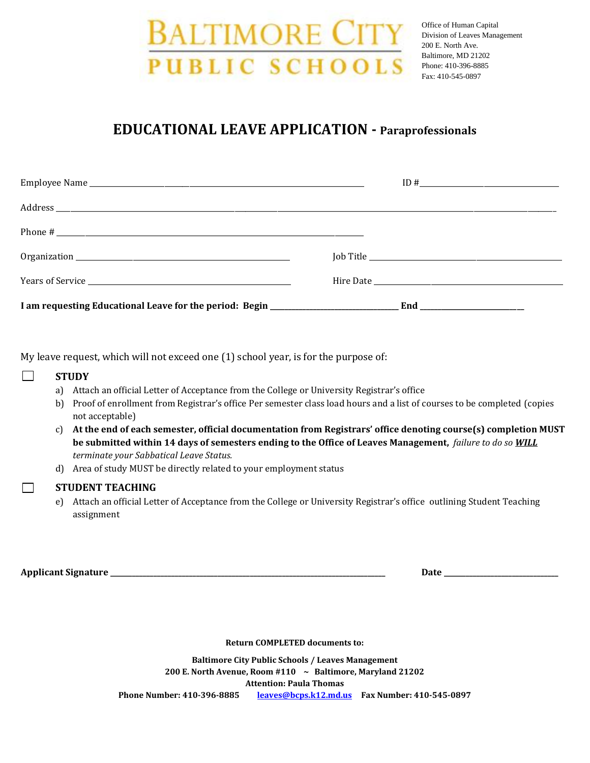BALTIMORE CITY PUBLIC SCHOOLS

Office of Human Capital
Division of Leaves Management
200 E. North Ave.
Baltimore, MD 21202
Phone: 410-396-8885
Fax: 410-545-0897

# EDUCATIONAL LEAVE APPLICATION - Paraprofessionals

Employee Name ______________________________________________ ID #______________________

Address ____________________________________________________________________________

Phone # ____________________________________________________

Organization ___________________________________ Job Title ______________________________

Years of Service ________________________________ Hire Date ______________________________

**I am requesting Educational Leave for the period: Begin ______________________ End ____________________**

My leave request, which will not exceed one (1) school year, is for the purpose of:

☐ **STUDY**

a) Attach an official Letter of Acceptance from the College or University Registrar's office
b) Proof of enrollment from Registrar's office Per semester class load hours and a list of courses to be completed (copies not acceptable)
c) **At the end of each semester, official documentation from Registrars' office denoting course(s) completion MUST be submitted within 14 days of semesters ending to the Office of Leaves Management,** *failure to do so* ***WILL*** *terminate your Sabbatical Leave Status.*
d) Area of study MUST be directly related to your employment status

☐ **STUDENT TEACHING**

e) Attach an official Letter of Acceptance from the College or University Registrar's office outlining Student Teaching assignment

**Applicant Signature ______________________________________________ Date ____________________**

**Return COMPLETED documents to:**

**Baltimore City Public Schools / Leaves Management**
**200 E. North Avenue, Room #110 ~ Baltimore, Maryland 21202**
**Attention: Paula Thomas**
**Phone Number: 410-396-8885** leaves@bcps.k12.md.us **Fax Number: 410-545-0897**